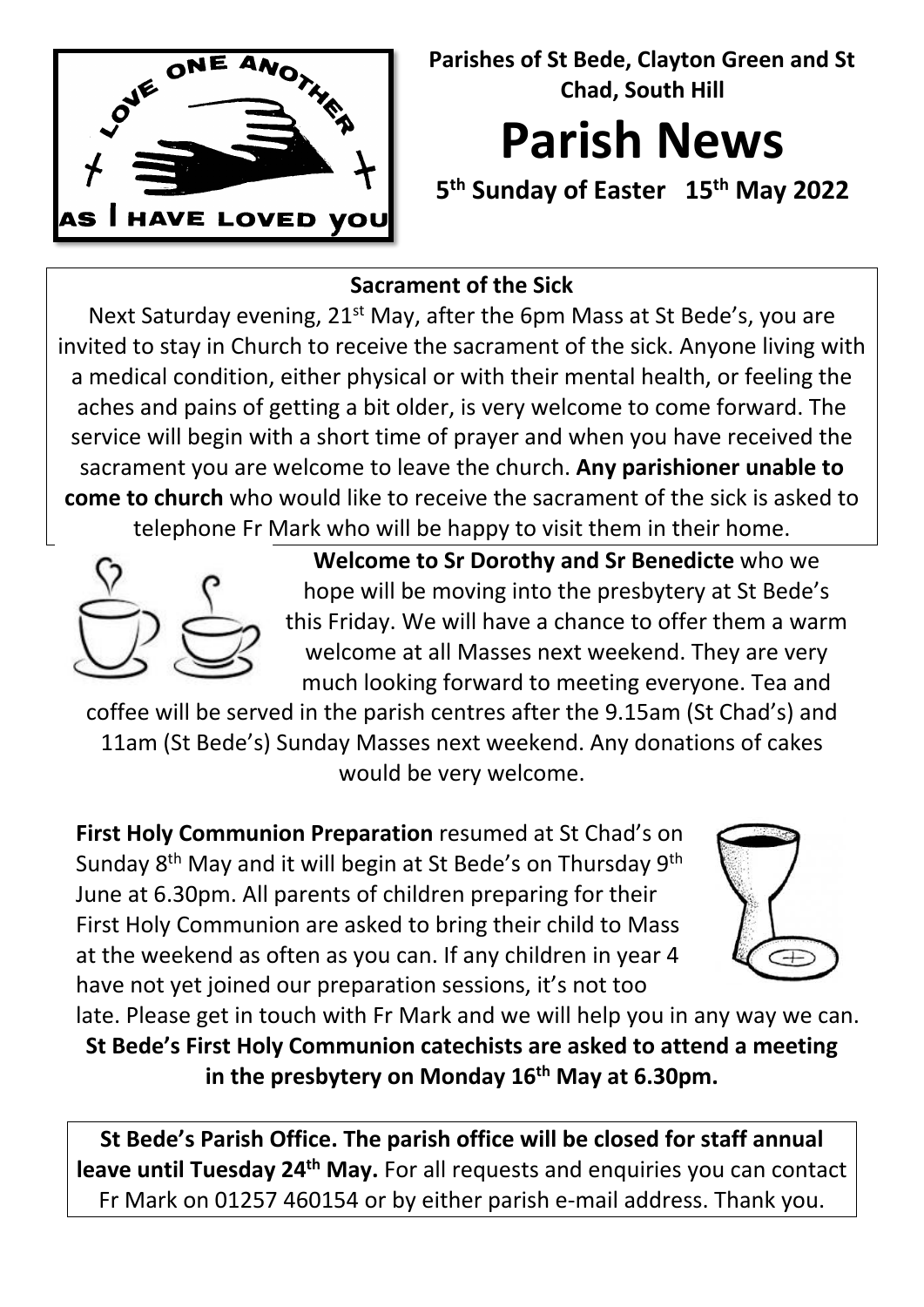Parishes of St Bede, Clayton Green and St Chad, South Hill

# Parish News

**5th Sunday of Easter 15th May 2022**

### Sacrament of the Sick

Next Saturday evening, 21st May, after the 6pm Mass at St Bede's, you are invited to stay in Church to receive the sacrament of the sick. Anyone living with a medical condition, either physical or with their mental health, or feeling the aches and pains of getting a bit older, is very welcome to come forward. The service will begin with a short time of prayer and when you have received the sacrament you are welcome to leave the church. **Any parishioner unable to come to church** who would like to receive the sacrament of the sick is asked to telephone Fr Mark who will be happy to visit them in their home.

**Welcome to Sr Dorothy and Sr Benedicte** who we hope will be moving into the presbytery at St Bede's this Friday. We will have a chance to offer them a warm welcome at all Masses next weekend. They are very much looking forward to meeting everyone. Tea and coffee will be served in the parish centres after the 9.15am (St Chad's) and 11am (St Bede's) Sunday Masses next weekend. Any donations of cakes would be very welcome.

**First Holy Communion Preparation** resumed at St Chad's on Sunday 8th May and it will begin at St Bede's on Thursday 9th June at 6.30pm. All parents of children preparing for their First Holy Communion are asked to bring their child to Mass at the weekend as often as you can. If any children in year 4 have not yet joined our preparation sessions, it's not too late. Please get in touch with Fr Mark and we will help you in any way we can.

**St Bede's First Holy Communion catechists are asked to attend a meeting in the presbytery on Monday 16th May at 6.30pm.**

**St Bede's Parish Office. The parish office will be closed for staff annual leave until Tuesday 24th May.** For all requests and enquiries you can contact Fr Mark on 01257 460154 or by either parish e-mail address. Thank you.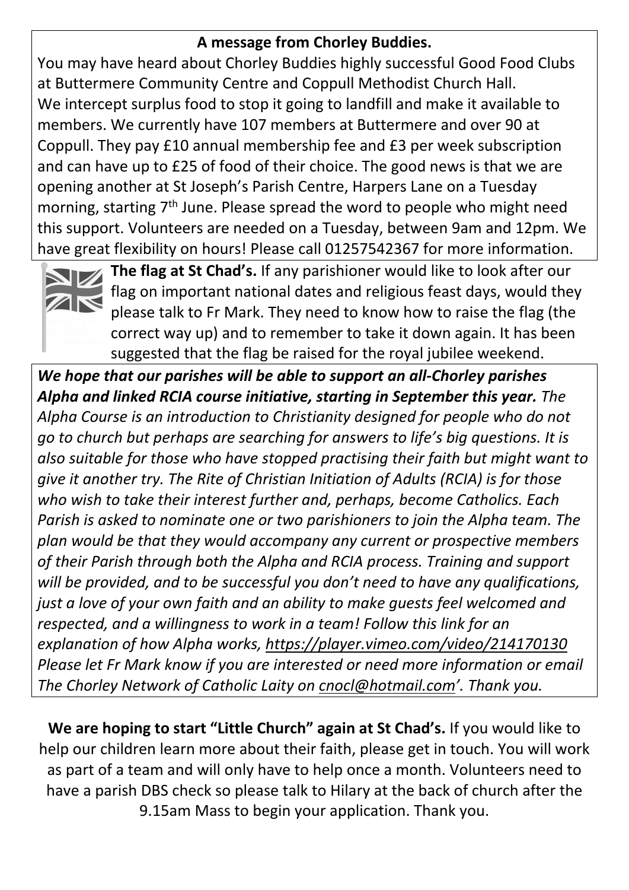**A message from Chorley Buddies.**

You may have heard about Chorley Buddies highly successful Good Food Clubs at Buttermere Community Centre and Coppull Methodist Church Hall. We intercept surplus food to stop it going to landfill and make it available to members. We currently have 107 members at Buttermere and over 90 at Coppull. They pay £10 annual membership fee and £3 per week subscription and can have up to £25 of food of their choice. The good news is that we are opening another at St Joseph's Parish Centre, Harpers Lane on a Tuesday morning, starting 7th June. Please spread the word to people who might need this support. Volunteers are needed on a Tuesday, between 9am and 12pm. We have great flexibility on hours! Please call 01257542367 for more information.

**The flag at St Chad's.** If any parishioner would like to look after our flag on important national dates and religious feast days, would they please talk to Fr Mark. They need to know how to raise the flag (the correct way up) and to remember to take it down again. It has been suggested that the flag be raised for the royal jubilee weekend.

***We hope that our parishes will be able to support an all-Chorley parishes Alpha and linked RCIA course initiative, starting in September this year.*** *The Alpha Course is an introduction to Christianity designed for people who do not go to church but perhaps are searching for answers to life's big questions. It is also suitable for those who have stopped practising their faith but might want to give it another try. The Rite of Christian Initiation of Adults (RCIA) is for those who wish to take their interest further and, perhaps, become Catholics. Each Parish is asked to nominate one or two parishioners to join the Alpha team. The plan would be that they would accompany any current or prospective members of their Parish through both the Alpha and RCIA process. Training and support will be provided, and to be successful you don't need to have any qualifications, just a love of your own faith and an ability to make guests feel welcomed and respected, and a willingness to work in a team! Follow this link for an explanation of how Alpha works, https://player.vimeo.com/video/214170130 Please let Fr Mark know if you are interested or need more information or email The Chorley Network of Catholic Laity on cnocl@hotmail.com'. Thank you.*

**We are hoping to start "Little Church" again at St Chad's.** If you would like to help our children learn more about their faith, please get in touch. You will work as part of a team and will only have to help once a month. Volunteers need to have a parish DBS check so please talk to Hilary at the back of church after the 9.15am Mass to begin your application. Thank you.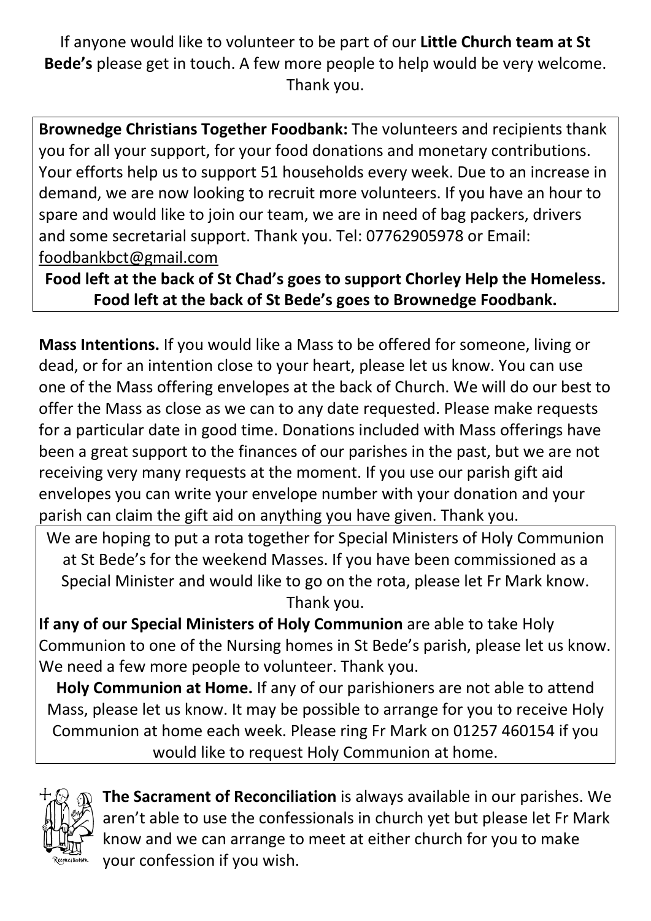If anyone would like to volunteer to be part of our **Little Church team at St Bede's** please get in touch. A few more people to help would be very welcome. Thank you.

**Brownedge Christians Together Foodbank:** The volunteers and recipients thank you for all your support, for your food donations and monetary contributions. Your efforts help us to support 51 households every week. Due to an increase in demand, we are now looking to recruit more volunteers. If you have an hour to spare and would like to join our team, we are in need of bag packers, drivers and some secretarial support. Thank you. Tel: 07762905978 or Email: foodbankbct@gmail.com

**Food left at the back of St Chad's goes to support Chorley Help the Homeless. Food left at the back of St Bede's goes to Brownedge Foodbank.**

**Mass Intentions.** If you would like a Mass to be offered for someone, living or dead, or for an intention close to your heart, please let us know. You can use one of the Mass offering envelopes at the back of Church. We will do our best to offer the Mass as close as we can to any date requested. Please make requests for a particular date in good time. Donations included with Mass offerings have been a great support to the finances of our parishes in the past, but we are not receiving very many requests at the moment. If you use our parish gift aid envelopes you can write your envelope number with your donation and your parish can claim the gift aid on anything you have given. Thank you.

We are hoping to put a rota together for Special Ministers of Holy Communion at St Bede's for the weekend Masses. If you have been commissioned as a Special Minister and would like to go on the rota, please let Fr Mark know. Thank you.

**If any of our Special Ministers of Holy Communion** are able to take Holy Communion to one of the Nursing homes in St Bede's parish, please let us know. We need a few more people to volunteer. Thank you.

**Holy Communion at Home.** If any of our parishioners are not able to attend Mass, please let us know. It may be possible to arrange for you to receive Holy Communion at home each week. Please ring Fr Mark on 01257 460154 if you would like to request Holy Communion at home.

**The Sacrament of Reconciliation** is always available in our parishes. We aren't able to use the confessionals in church yet but please let Fr Mark know and we can arrange to meet at either church for you to make your confession if you wish.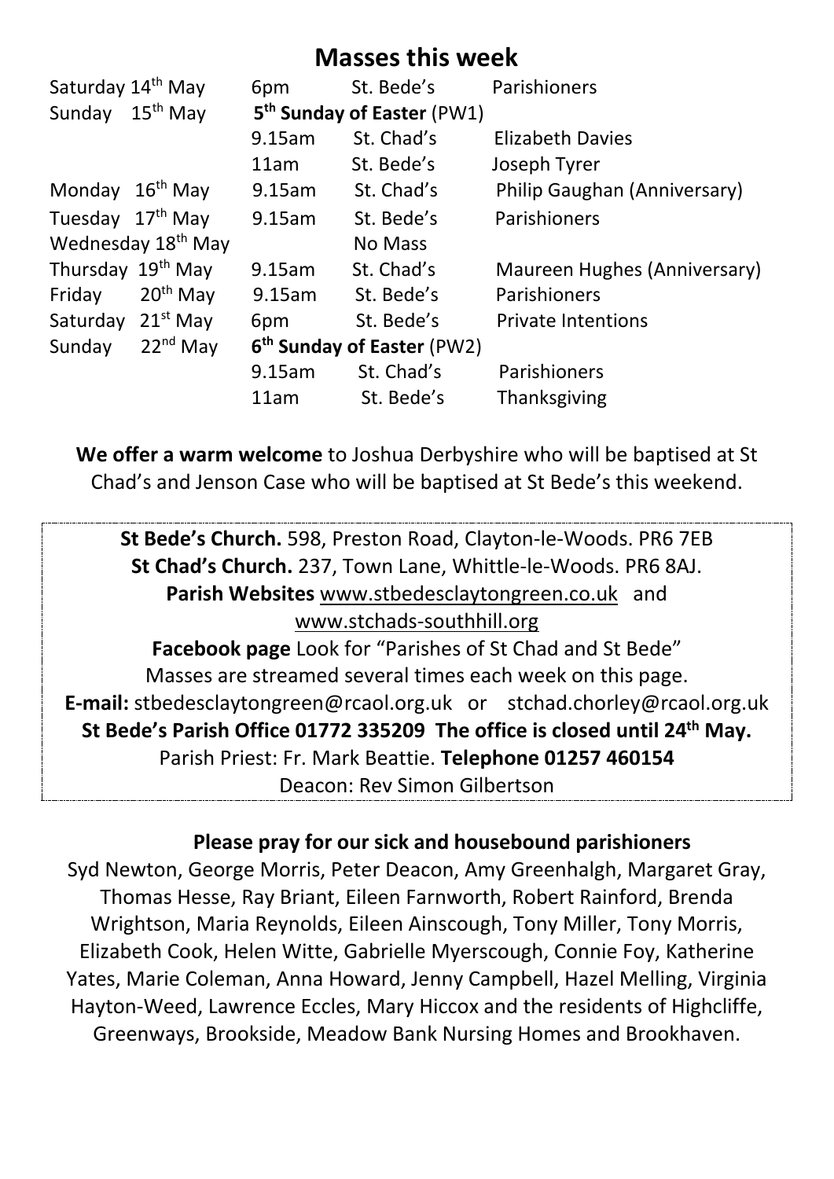## Masses this week

| | | | |
|---|---|---|---|
| Saturday 14th May | 6pm | St. Bede's | Parishioners |
| Sunday 15th May | **5th Sunday of Easter** (PW1) | | |
| | 9.15am | St. Chad's | Elizabeth Davies |
| | 11am | St. Bede's | Joseph Tyrer |
| Monday 16th May | 9.15am | St. Chad's | Philip Gaughan (Anniversary) |
| Tuesday 17th May | 9.15am | St. Bede's | Parishioners |
| Wednesday 18th May | | No Mass | |
| Thursday 19th May | 9.15am | St. Chad's | Maureen Hughes (Anniversary) |
| Friday 20th May | 9.15am | St. Bede's | Parishioners |
| Saturday 21st May | 6pm | St. Bede's | Private Intentions |
| Sunday 22nd May | **6th Sunday of Easter** (PW2) | | |
| | 9.15am | St. Chad's | Parishioners |
| | 11am | St. Bede's | Thanksgiving |

**We offer a warm welcome** to Joshua Derbyshire who will be baptised at St Chad's and Jenson Case who will be baptised at St Bede's this weekend.

**St Bede's Church.** 598, Preston Road, Clayton-le-Woods. PR6 7EB
**St Chad's Church.** 237, Town Lane, Whittle-le-Woods. PR6 8AJ.
**Parish Websites** www.stbedesclaytongreen.co.uk and www.stchads-southhill.org
**Facebook page** Look for "Parishes of St Chad and St Bede"
Masses are streamed several times each week on this page.
**E-mail:** stbedesclaytongreen@rcaol.org.uk or stchad.chorley@rcaol.org.uk
**St Bede's Parish Office 01772 335209 The office is closed until 24th May.**
Parish Priest: Fr. Mark Beattie. **Telephone 01257 460154**
Deacon: Rev Simon Gilbertson

**Please pray for our sick and housebound parishioners**

Syd Newton, George Morris, Peter Deacon, Amy Greenhalgh, Margaret Gray, Thomas Hesse, Ray Briant, Eileen Farnworth, Robert Rainford, Brenda Wrightson, Maria Reynolds, Eileen Ainscough, Tony Miller, Tony Morris, Elizabeth Cook, Helen Witte, Gabrielle Myerscough, Connie Foy, Katherine Yates, Marie Coleman, Anna Howard, Jenny Campbell, Hazel Melling, Virginia Hayton-Weed, Lawrence Eccles, Mary Hiccox and the residents of Highcliffe, Greenways, Brookside, Meadow Bank Nursing Homes and Brookhaven.